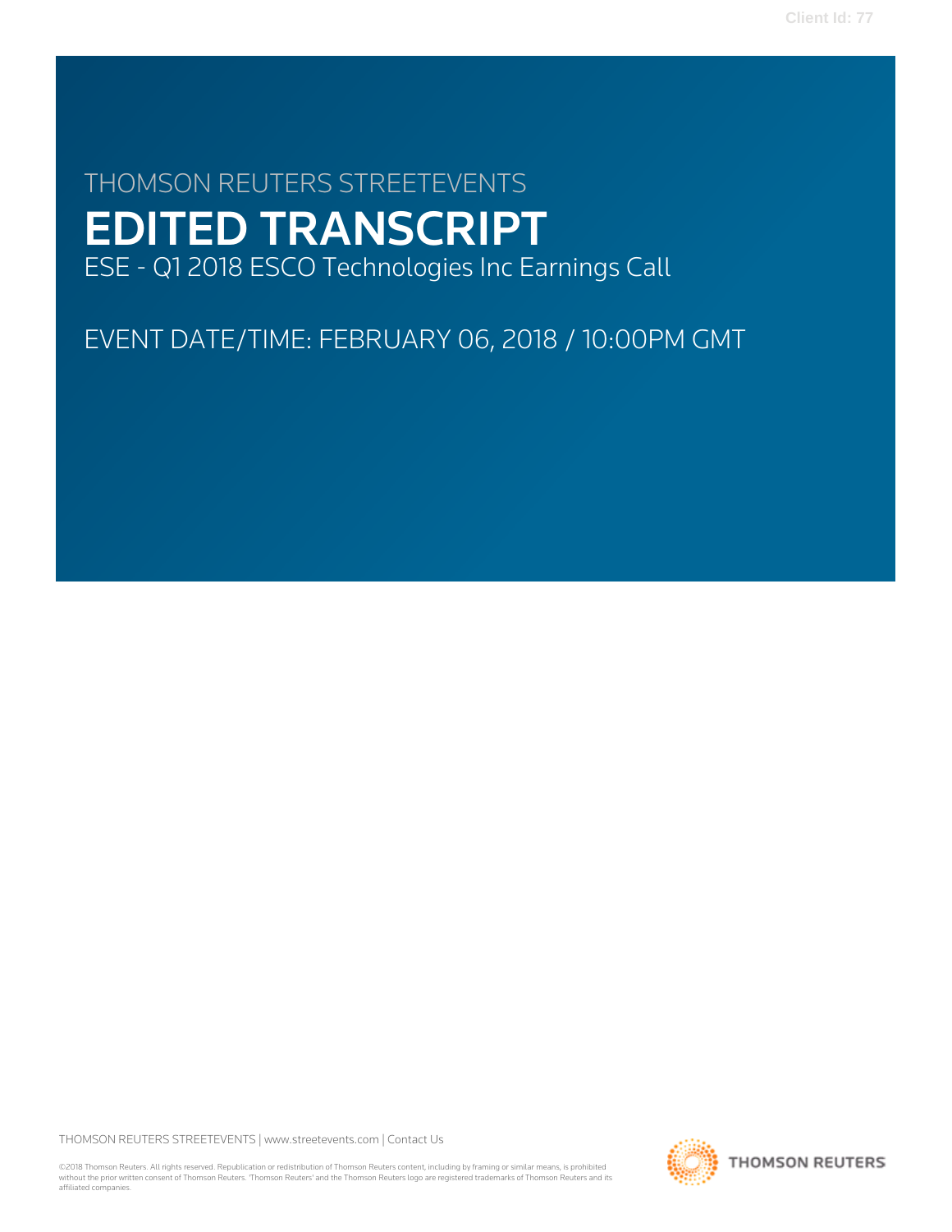THOMSON REUTERS STREETEVENTS

# EDITED TRANSCRIPT

ESE - Q1 2018 ESCO Technologies Inc Earnings Call

EVENT DATE/TIME: FEBRUARY 06, 2018 / 10:00PM GMT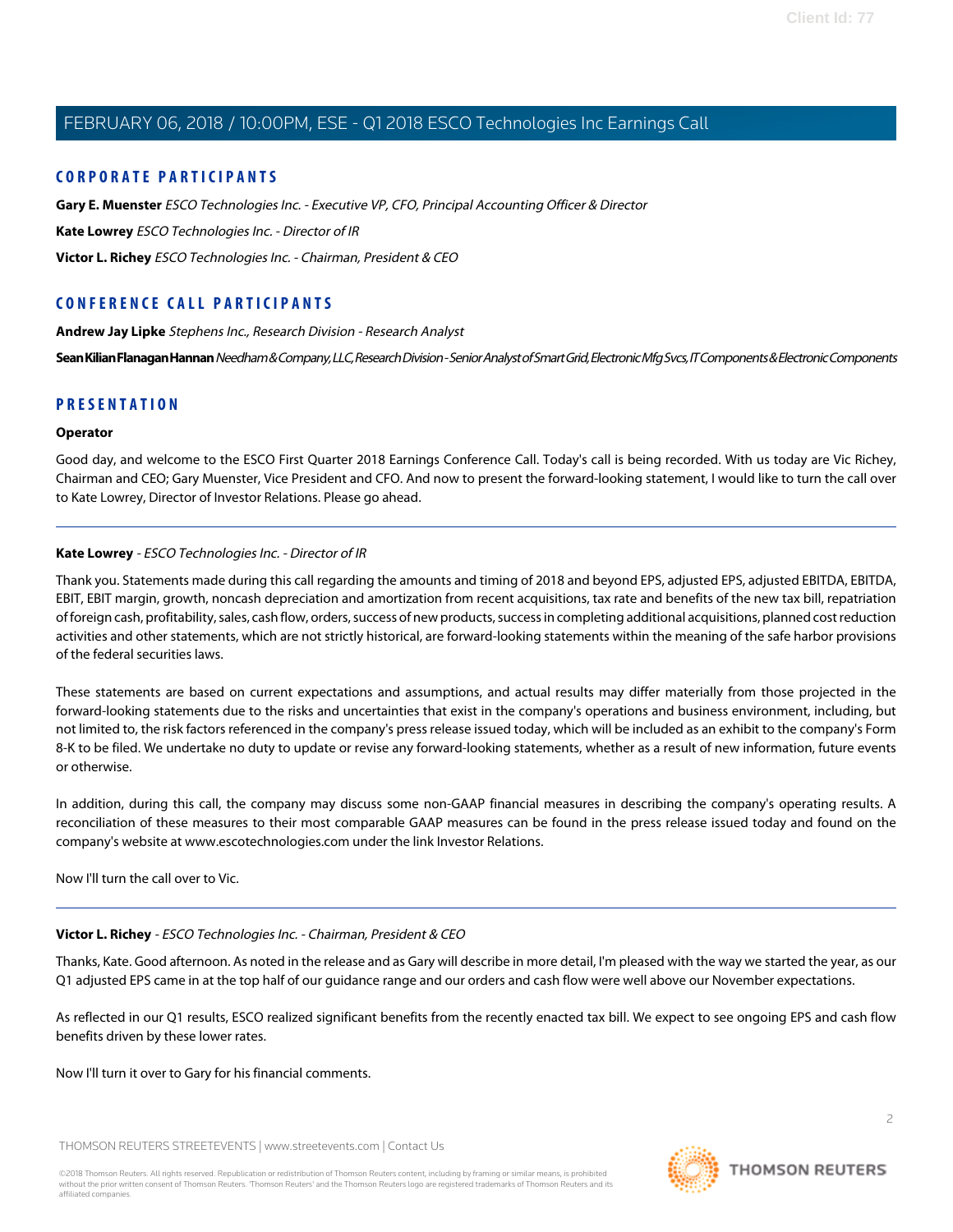## CORPORATE PARTICIPANTS

**Gary E. Muenster** *ESCO Technologies Inc. - Executive VP, CFO, Principal Accounting Officer & Director*

**Kate Lowrey** *ESCO Technologies Inc. - Director of IR*

**Victor L. Richey** *ESCO Technologies Inc. - Chairman, President & CEO*

## CONFERENCE CALL PARTICIPANTS

**Andrew Jay Lipke** *Stephens Inc., Research Division - Research Analyst*

**Sean Kilian Flanagan Hannan** *Needham & Company, LLC, Research Division - Senior Analyst of Smart Grid, Electronic Mfg Svcs, IT Components & Electronic Components*

## PRESENTATION

**Operator**

Good day, and welcome to the ESCO First Quarter 2018 Earnings Conference Call. Today's call is being recorded. With us today are Vic Richey, Chairman and CEO; Gary Muenster, Vice President and CFO. And now to present the forward-looking statement, I would like to turn the call over to Kate Lowrey, Director of Investor Relations. Please go ahead.

---

**Kate Lowrey** - *ESCO Technologies Inc. - Director of IR*

Thank you. Statements made during this call regarding the amounts and timing of 2018 and beyond EPS, adjusted EPS, adjusted EBITDA, EBITDA, EBIT, EBIT margin, growth, noncash depreciation and amortization from recent acquisitions, tax rate and benefits of the new tax bill, repatriation of foreign cash, profitability, sales, cash flow, orders, success of new products, success in completing additional acquisitions, planned cost reduction activities and other statements, which are not strictly historical, are forward-looking statements within the meaning of the safe harbor provisions of the federal securities laws.

These statements are based on current expectations and assumptions, and actual results may differ materially from those projected in the forward-looking statements due to the risks and uncertainties that exist in the company's operations and business environment, including, but not limited to, the risk factors referenced in the company's press release issued today, which will be included as an exhibit to the company's Form 8-K to be filed. We undertake no duty to update or revise any forward-looking statements, whether as a result of new information, future events or otherwise.

In addition, during this call, the company may discuss some non-GAAP financial measures in describing the company's operating results. A reconciliation of these measures to their most comparable GAAP measures can be found in the press release issued today and found on the company's website at www.escotechnologies.com under the link Investor Relations.

Now I'll turn the call over to Vic.

---

**Victor L. Richey** - *ESCO Technologies Inc. - Chairman, President & CEO*

Thanks, Kate. Good afternoon. As noted in the release and as Gary will describe in more detail, I'm pleased with the way we started the year, as our Q1 adjusted EPS came in at the top half of our guidance range and our orders and cash flow were well above our November expectations.

As reflected in our Q1 results, ESCO realized significant benefits from the recently enacted tax bill. We expect to see ongoing EPS and cash flow benefits driven by these lower rates.

Now I'll turn it over to Gary for his financial comments.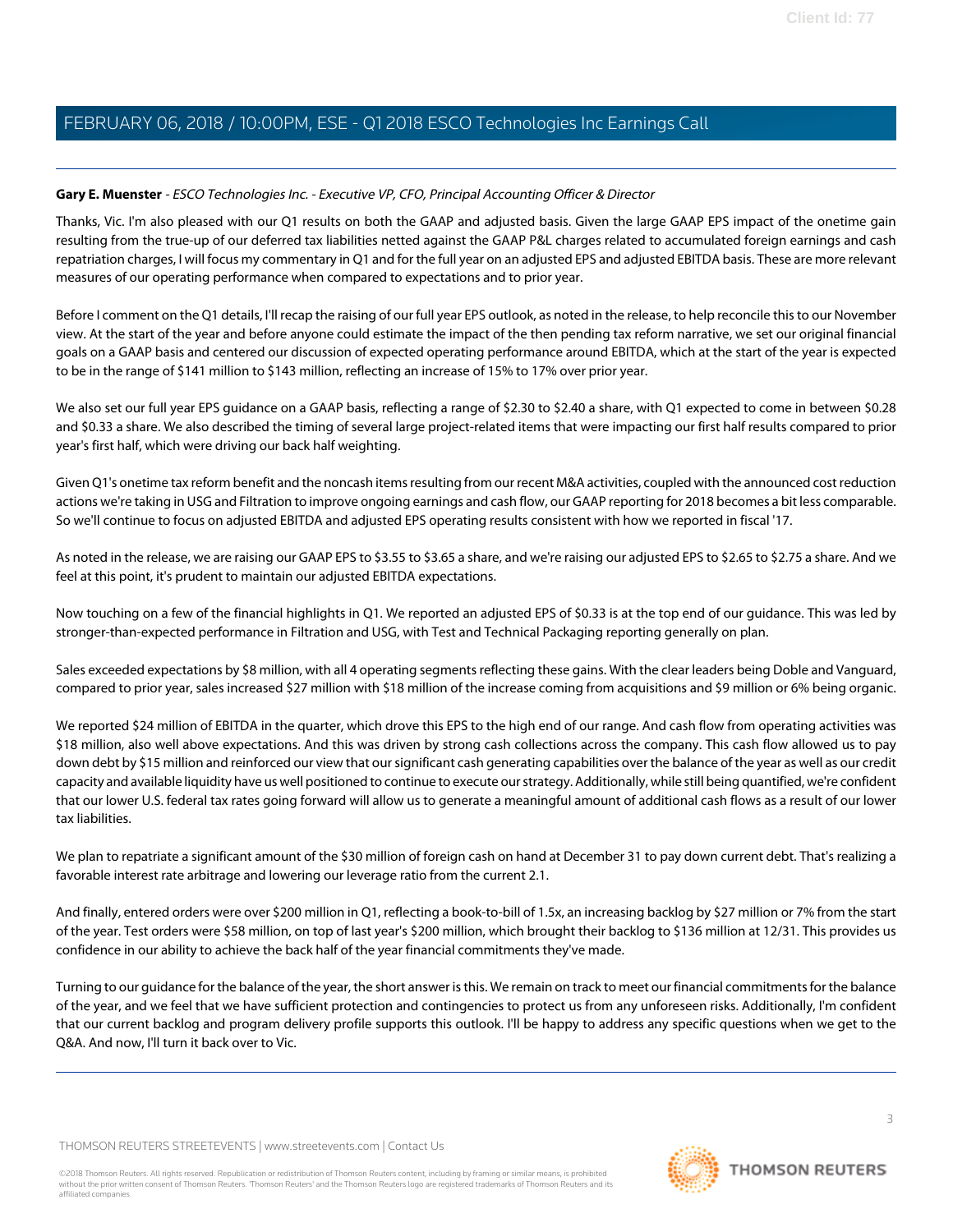**Gary E. Muenster** - *ESCO Technologies Inc. - Executive VP, CFO, Principal Accounting Officer & Director*

Thanks, Vic. I'm also pleased with our Q1 results on both the GAAP and adjusted basis. Given the large GAAP EPS impact of the onetime gain resulting from the true-up of our deferred tax liabilities netted against the GAAP P&L charges related to accumulated foreign earnings and cash repatriation charges, I will focus my commentary in Q1 and for the full year on an adjusted EPS and adjusted EBITDA basis. These are more relevant measures of our operating performance when compared to expectations and to prior year.

Before I comment on the Q1 details, I'll recap the raising of our full year EPS outlook, as noted in the release, to help reconcile this to our November view. At the start of the year and before anyone could estimate the impact of the then pending tax reform narrative, we set our original financial goals on a GAAP basis and centered our discussion of expected operating performance around EBITDA, which at the start of the year is expected to be in the range of $141 million to $143 million, reflecting an increase of 15% to 17% over prior year.

We also set our full year EPS guidance on a GAAP basis, reflecting a range of $2.30 to $2.40 a share, with Q1 expected to come in between $0.28 and $0.33 a share. We also described the timing of several large project-related items that were impacting our first half results compared to prior year's first half, which were driving our back half weighting.

Given Q1's onetime tax reform benefit and the noncash items resulting from our recent M&A activities, coupled with the announced cost reduction actions we're taking in USG and Filtration to improve ongoing earnings and cash flow, our GAAP reporting for 2018 becomes a bit less comparable. So we'll continue to focus on adjusted EBITDA and adjusted EPS operating results consistent with how we reported in fiscal '17.

As noted in the release, we are raising our GAAP EPS to $3.55 to $3.65 a share, and we're raising our adjusted EPS to $2.65 to $2.75 a share. And we feel at this point, it's prudent to maintain our adjusted EBITDA expectations.

Now touching on a few of the financial highlights in Q1. We reported an adjusted EPS of $0.33 is at the top end of our guidance. This was led by stronger-than-expected performance in Filtration and USG, with Test and Technical Packaging reporting generally on plan.

Sales exceeded expectations by $8 million, with all 4 operating segments reflecting these gains. With the clear leaders being Doble and Vanguard, compared to prior year, sales increased $27 million with $18 million of the increase coming from acquisitions and $9 million or 6% being organic.

We reported $24 million of EBITDA in the quarter, which drove this EPS to the high end of our range. And cash flow from operating activities was $18 million, also well above expectations. And this was driven by strong cash collections across the company. This cash flow allowed us to pay down debt by $15 million and reinforced our view that our significant cash generating capabilities over the balance of the year as well as our credit capacity and available liquidity have us well positioned to continue to execute our strategy. Additionally, while still being quantified, we're confident that our lower U.S. federal tax rates going forward will allow us to generate a meaningful amount of additional cash flows as a result of our lower tax liabilities.

We plan to repatriate a significant amount of the $30 million of foreign cash on hand at December 31 to pay down current debt. That's realizing a favorable interest rate arbitrage and lowering our leverage ratio from the current 2.1.

And finally, entered orders were over $200 million in Q1, reflecting a book-to-bill of 1.5x, an increasing backlog by $27 million or 7% from the start of the year. Test orders were $58 million, on top of last year's $200 million, which brought their backlog to $136 million at 12/31. This provides us confidence in our ability to achieve the back half of the year financial commitments they've made.

Turning to our guidance for the balance of the year, the short answer is this. We remain on track to meet our financial commitments for the balance of the year, and we feel that we have sufficient protection and contingencies to protect us from any unforeseen risks. Additionally, I'm confident that our current backlog and program delivery profile supports this outlook. I'll be happy to address any specific questions when we get to the Q&A. And now, I'll turn it back over to Vic.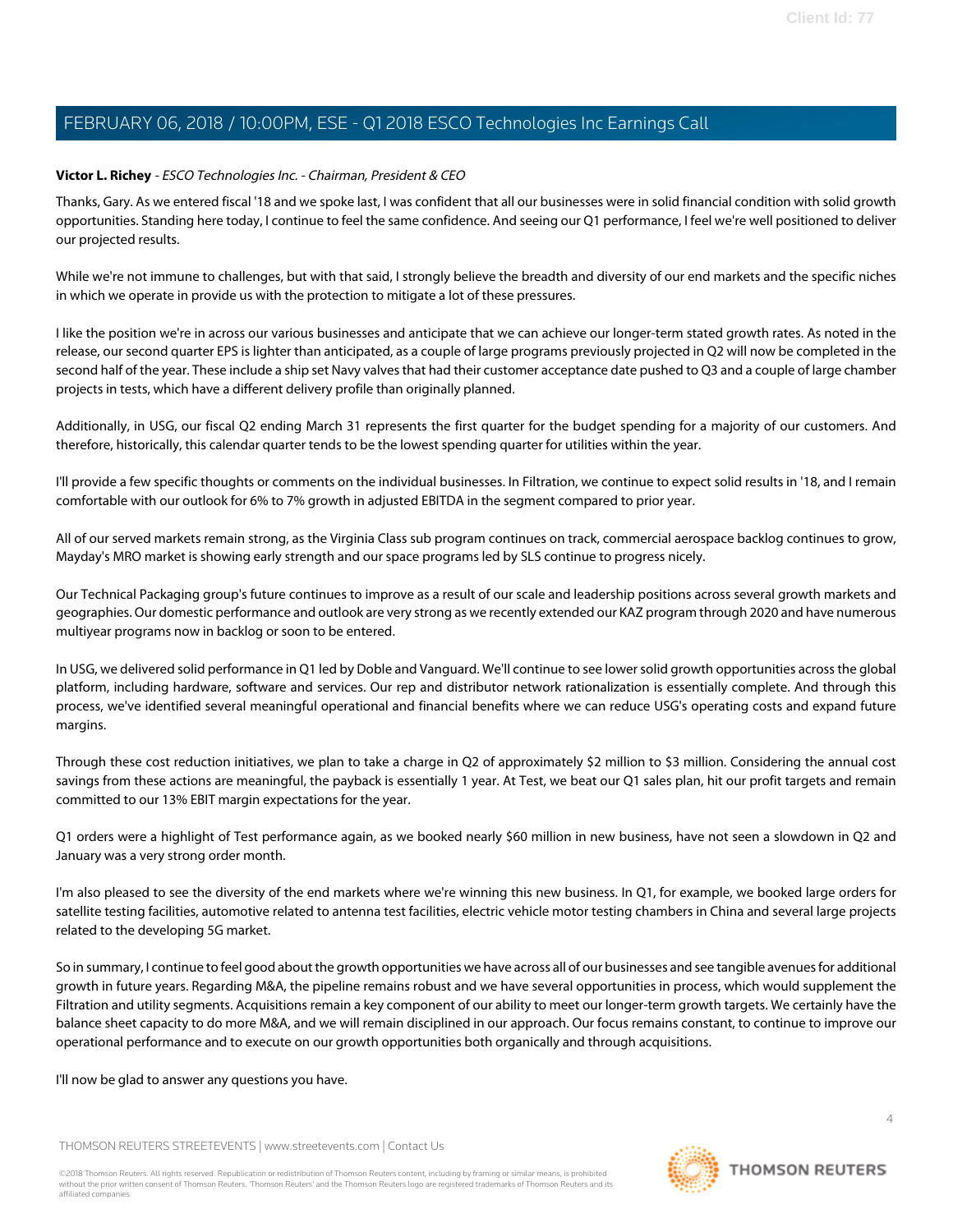**Victor L. Richey** - *ESCO Technologies Inc. - Chairman, President & CEO*

Thanks, Gary. As we entered fiscal '18 and we spoke last, I was confident that all our businesses were in solid financial condition with solid growth opportunities. Standing here today, I continue to feel the same confidence. And seeing our Q1 performance, I feel we're well positioned to deliver our projected results.

While we're not immune to challenges, but with that said, I strongly believe the breadth and diversity of our end markets and the specific niches in which we operate in provide us with the protection to mitigate a lot of these pressures.

I like the position we're in across our various businesses and anticipate that we can achieve our longer-term stated growth rates. As noted in the release, our second quarter EPS is lighter than anticipated, as a couple of large programs previously projected in Q2 will now be completed in the second half of the year. These include a ship set Navy valves that had their customer acceptance date pushed to Q3 and a couple of large chamber projects in tests, which have a different delivery profile than originally planned.

Additionally, in USG, our fiscal Q2 ending March 31 represents the first quarter for the budget spending for a majority of our customers. And therefore, historically, this calendar quarter tends to be the lowest spending quarter for utilities within the year.

I'll provide a few specific thoughts or comments on the individual businesses. In Filtration, we continue to expect solid results in '18, and I remain comfortable with our outlook for 6% to 7% growth in adjusted EBITDA in the segment compared to prior year.

All of our served markets remain strong, as the Virginia Class sub program continues on track, commercial aerospace backlog continues to grow, Mayday's MRO market is showing early strength and our space programs led by SLS continue to progress nicely.

Our Technical Packaging group's future continues to improve as a result of our scale and leadership positions across several growth markets and geographies. Our domestic performance and outlook are very strong as we recently extended our KAZ program through 2020 and have numerous multiyear programs now in backlog or soon to be entered.

In USG, we delivered solid performance in Q1 led by Doble and Vanguard. We'll continue to see lower solid growth opportunities across the global platform, including hardware, software and services. Our rep and distributor network rationalization is essentially complete. And through this process, we've identified several meaningful operational and financial benefits where we can reduce USG's operating costs and expand future margins.

Through these cost reduction initiatives, we plan to take a charge in Q2 of approximately $2 million to $3 million. Considering the annual cost savings from these actions are meaningful, the payback is essentially 1 year. At Test, we beat our Q1 sales plan, hit our profit targets and remain committed to our 13% EBIT margin expectations for the year.

Q1 orders were a highlight of Test performance again, as we booked nearly $60 million in new business, have not seen a slowdown in Q2 and January was a very strong order month.

I'm also pleased to see the diversity of the end markets where we're winning this new business. In Q1, for example, we booked large orders for satellite testing facilities, automotive related to antenna test facilities, electric vehicle motor testing chambers in China and several large projects related to the developing 5G market.

So in summary, I continue to feel good about the growth opportunities we have across all of our businesses and see tangible avenues for additional growth in future years. Regarding M&A, the pipeline remains robust and we have several opportunities in process, which would supplement the Filtration and utility segments. Acquisitions remain a key component of our ability to meet our longer-term growth targets. We certainly have the balance sheet capacity to do more M&A, and we will remain disciplined in our approach. Our focus remains constant, to continue to improve our operational performance and to execute on our growth opportunities both organically and through acquisitions.

I'll now be glad to answer any questions you have.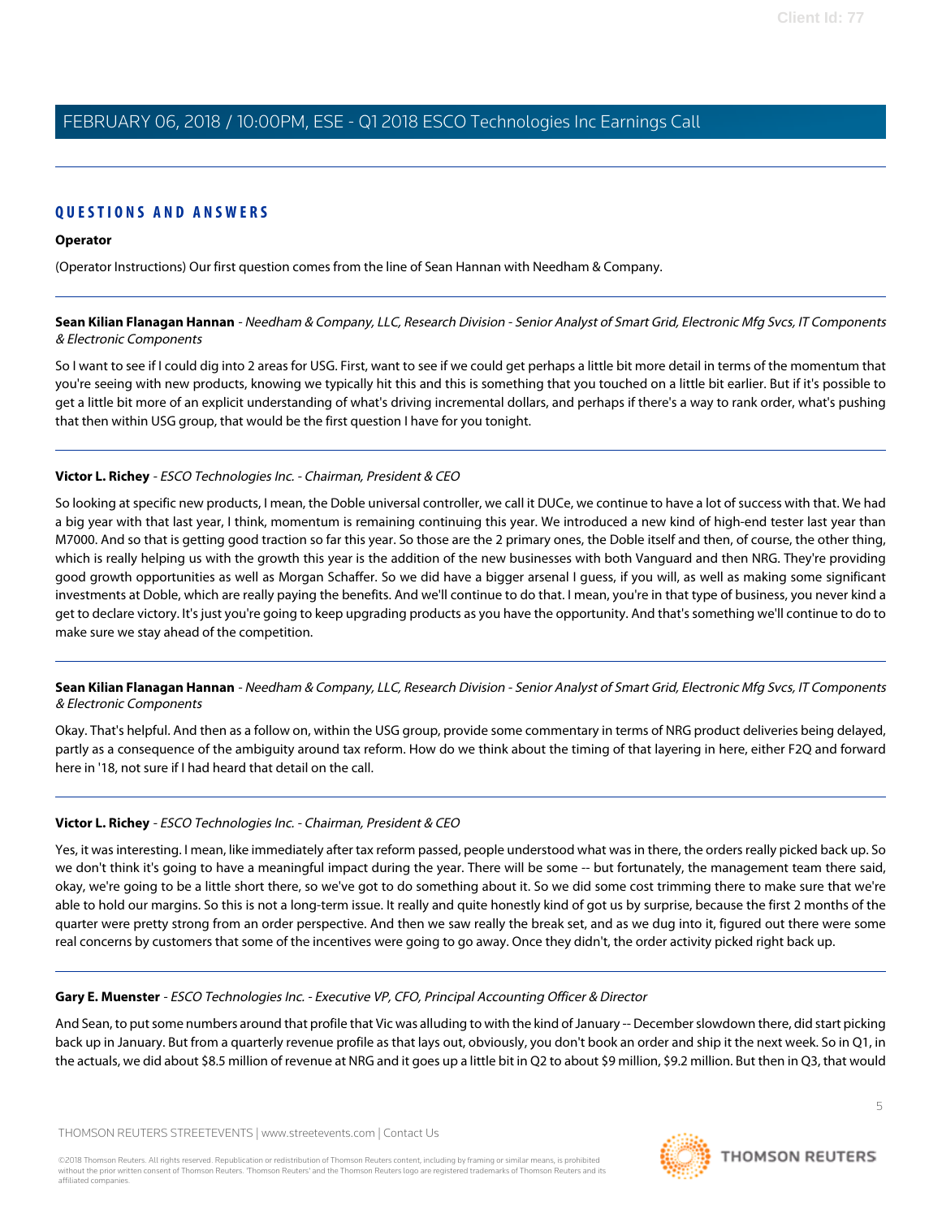## QUESTIONS AND ANSWERS

**Operator**

(Operator Instructions) Our first question comes from the line of Sean Hannan with Needham & Company.

---

**Sean Kilian Flanagan Hannan** - *Needham & Company, LLC, Research Division - Senior Analyst of Smart Grid, Electronic Mfg Svcs, IT Components & Electronic Components*

So I want to see if I could dig into 2 areas for USG. First, want to see if we could get perhaps a little bit more detail in terms of the momentum that you're seeing with new products, knowing we typically hit this and this is something that you touched on a little bit earlier. But if it's possible to get a little bit more of an explicit understanding of what's driving incremental dollars, and perhaps if there's a way to rank order, what's pushing that then within USG group, that would be the first question I have for you tonight.

---

**Victor L. Richey** - *ESCO Technologies Inc. - Chairman, President & CEO*

So looking at specific new products, I mean, the Doble universal controller, we call it DUCe, we continue to have a lot of success with that. We had a big year with that last year, I think, momentum is remaining continuing this year. We introduced a new kind of high-end tester last year than M7000. And so that is getting good traction so far this year. So those are the 2 primary ones, the Doble itself and then, of course, the other thing, which is really helping us with the growth this year is the addition of the new businesses with both Vanguard and then NRG. They're providing good growth opportunities as well as Morgan Schaffer. So we did have a bigger arsenal I guess, if you will, as well as making some significant investments at Doble, which are really paying the benefits. And we'll continue to do that. I mean, you're in that type of business, you never kind a get to declare victory. It's just you're going to keep upgrading products as you have the opportunity. And that's something we'll continue to do to make sure we stay ahead of the competition.

---

**Sean Kilian Flanagan Hannan** - *Needham & Company, LLC, Research Division - Senior Analyst of Smart Grid, Electronic Mfg Svcs, IT Components & Electronic Components*

Okay. That's helpful. And then as a follow on, within the USG group, provide some commentary in terms of NRG product deliveries being delayed, partly as a consequence of the ambiguity around tax reform. How do we think about the timing of that layering in here, either F2Q and forward here in '18, not sure if I had heard that detail on the call.

---

**Victor L. Richey** - *ESCO Technologies Inc. - Chairman, President & CEO*

Yes, it was interesting. I mean, like immediately after tax reform passed, people understood what was in there, the orders really picked back up. So we don't think it's going to have a meaningful impact during the year. There will be some -- but fortunately, the management team there said, okay, we're going to be a little short there, so we've got to do something about it. So we did some cost trimming there to make sure that we're able to hold our margins. So this is not a long-term issue. It really and quite honestly kind of got us by surprise, because the first 2 months of the quarter were pretty strong from an order perspective. And then we saw really the break set, and as we dug into it, figured out there were some real concerns by customers that some of the incentives were going to go away. Once they didn't, the order activity picked right back up.

---

**Gary E. Muenster** - *ESCO Technologies Inc. - Executive VP, CFO, Principal Accounting Officer & Director*

And Sean, to put some numbers around that profile that Vic was alluding to with the kind of January -- December slowdown there, did start picking back up in January. But from a quarterly revenue profile as that lays out, obviously, you don't book an order and ship it the next week. So in Q1, in the actuals, we did about $8.5 million of revenue at NRG and it goes up a little bit in Q2 to about $9 million, $9.2 million. But then in Q3, that would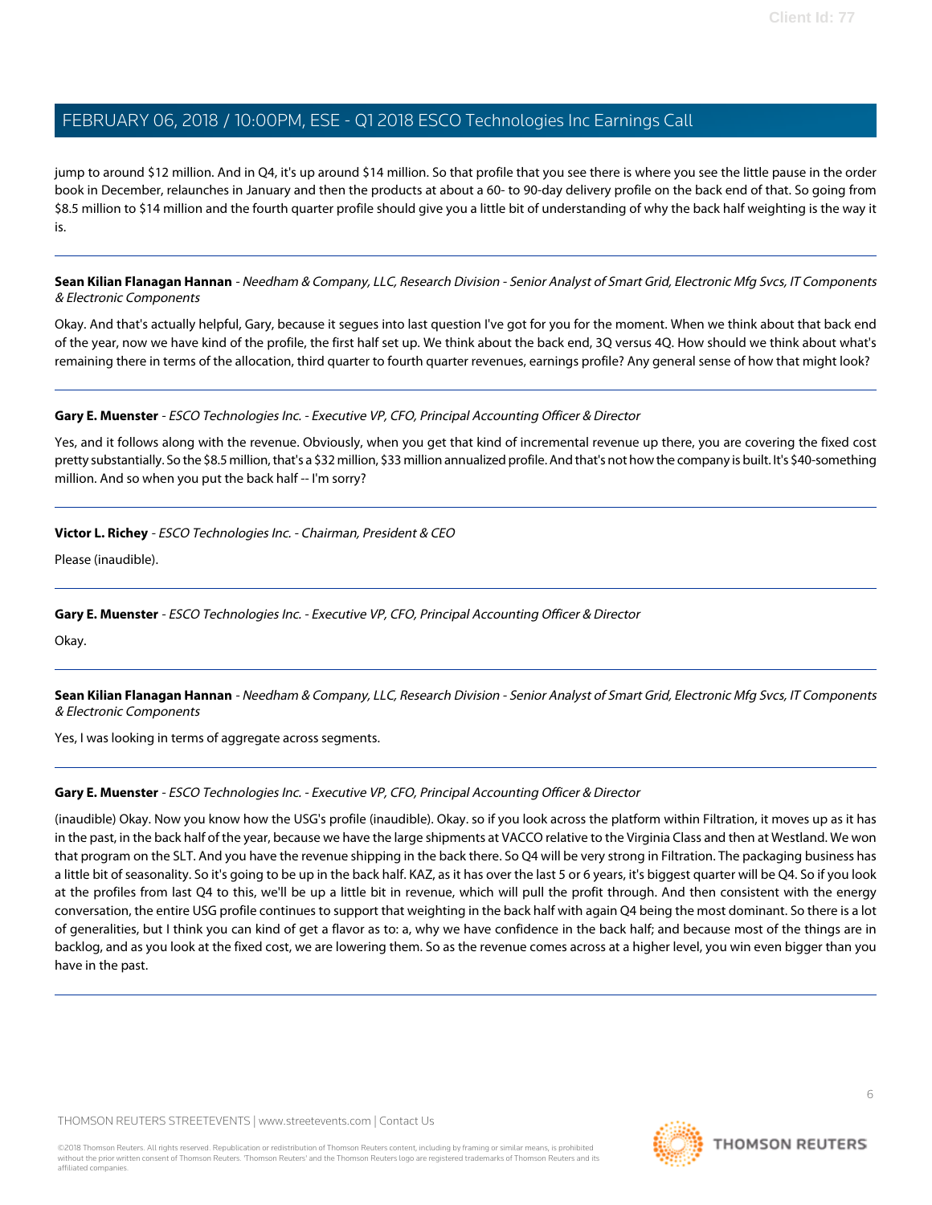jump to around $12 million. And in Q4, it's up around $14 million. So that profile that you see there is where you see the little pause in the order book in December, relaunches in January and then the products at about a 60- to 90-day delivery profile on the back end of that. So going from $8.5 million to $14 million and the fourth quarter profile should give you a little bit of understanding of why the back half weighting is the way it is.

---

**Sean Kilian Flanagan Hannan** - *Needham & Company, LLC, Research Division - Senior Analyst of Smart Grid, Electronic Mfg Svcs, IT Components & Electronic Components*

Okay. And that's actually helpful, Gary, because it segues into last question I've got for you for the moment. When we think about that back end of the year, now we have kind of the profile, the first half set up. We think about the back end, 3Q versus 4Q. How should we think about what's remaining there in terms of the allocation, third quarter to fourth quarter revenues, earnings profile? Any general sense of how that might look?

---

**Gary E. Muenster** - *ESCO Technologies Inc. - Executive VP, CFO, Principal Accounting Officer & Director*

Yes, and it follows along with the revenue. Obviously, when you get that kind of incremental revenue up there, you are covering the fixed cost pretty substantially. So the $8.5 million, that's a $32 million, $33 million annualized profile. And that's not how the company is built. It's $40-something million. And so when you put the back half -- I'm sorry?

---

**Victor L. Richey** - *ESCO Technologies Inc. - Chairman, President & CEO*

Please (inaudible).

---

**Gary E. Muenster** - *ESCO Technologies Inc. - Executive VP, CFO, Principal Accounting Officer & Director*

Okay.

---

**Sean Kilian Flanagan Hannan** - *Needham & Company, LLC, Research Division - Senior Analyst of Smart Grid, Electronic Mfg Svcs, IT Components & Electronic Components*

Yes, I was looking in terms of aggregate across segments.

---

**Gary E. Muenster** - *ESCO Technologies Inc. - Executive VP, CFO, Principal Accounting Officer & Director*

(inaudible) Okay. Now you know how the USG's profile (inaudible). Okay. so if you look across the platform within Filtration, it moves up as it has in the past, in the back half of the year, because we have the large shipments at VACCO relative to the Virginia Class and then at Westland. We won that program on the SLT. And you have the revenue shipping in the back there. So Q4 will be very strong in Filtration. The packaging business has a little bit of seasonality. So it's going to be up in the back half. KAZ, as it has over the last 5 or 6 years, it's biggest quarter will be Q4. So if you look at the profiles from last Q4 to this, we'll be up a little bit in revenue, which will pull the profit through. And then consistent with the energy conversation, the entire USG profile continues to support that weighting in the back half with again Q4 being the most dominant. So there is a lot of generalities, but I think you can kind of get a flavor as to: a, why we have confidence in the back half; and because most of the things are in backlog, and as you look at the fixed cost, we are lowering them. So as the revenue comes across at a higher level, you win even bigger than you have in the past.

---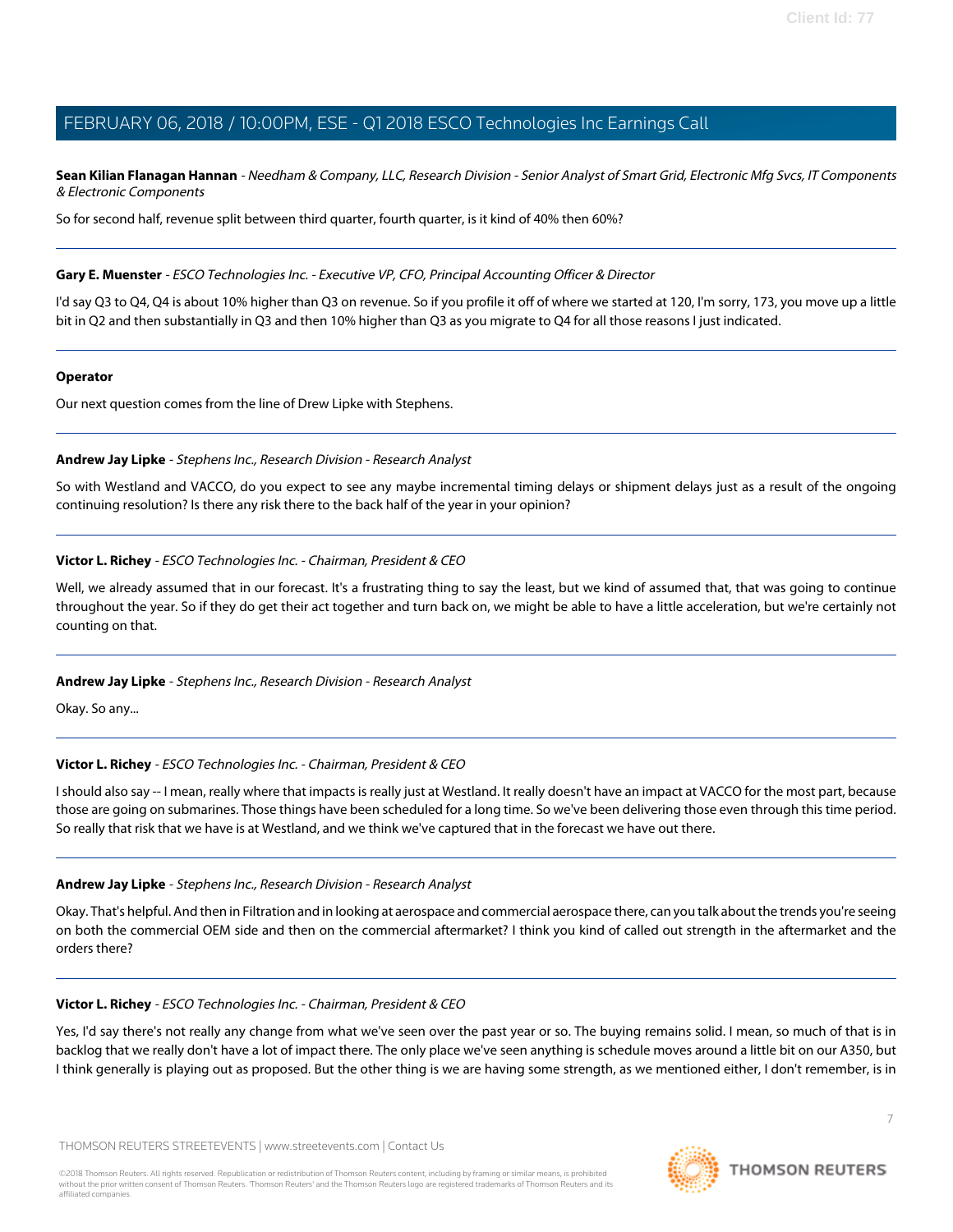**Sean Kilian Flanagan Hannan** - *Needham & Company, LLC, Research Division - Senior Analyst of Smart Grid, Electronic Mfg Svcs, IT Components & Electronic Components*

So for second half, revenue split between third quarter, fourth quarter, is it kind of 40% then 60%?

---

**Gary E. Muenster** - *ESCO Technologies Inc. - Executive VP, CFO, Principal Accounting Officer & Director*

I'd say Q3 to Q4, Q4 is about 10% higher than Q3 on revenue. So if you profile it off of where we started at 120, I'm sorry, 173, you move up a little bit in Q2 and then substantially in Q3 and then 10% higher than Q3 as you migrate to Q4 for all those reasons I just indicated.

---

**Operator**

Our next question comes from the line of Drew Lipke with Stephens.

---

**Andrew Jay Lipke** - *Stephens Inc., Research Division - Research Analyst*

So with Westland and VACCO, do you expect to see any maybe incremental timing delays or shipment delays just as a result of the ongoing continuing resolution? Is there any risk there to the back half of the year in your opinion?

---

**Victor L. Richey** - *ESCO Technologies Inc. - Chairman, President & CEO*

Well, we already assumed that in our forecast. It's a frustrating thing to say the least, but we kind of assumed that, that was going to continue throughout the year. So if they do get their act together and turn back on, we might be able to have a little acceleration, but we're certainly not counting on that.

---

**Andrew Jay Lipke** - *Stephens Inc., Research Division - Research Analyst*

Okay. So any...

---

**Victor L. Richey** - *ESCO Technologies Inc. - Chairman, President & CEO*

I should also say -- I mean, really where that impacts is really just at Westland. It really doesn't have an impact at VACCO for the most part, because those are going on submarines. Those things have been scheduled for a long time. So we've been delivering those even through this time period. So really that risk that we have is at Westland, and we think we've captured that in the forecast we have out there.

---

**Andrew Jay Lipke** - *Stephens Inc., Research Division - Research Analyst*

Okay. That's helpful. And then in Filtration and in looking at aerospace and commercial aerospace there, can you talk about the trends you're seeing on both the commercial OEM side and then on the commercial aftermarket? I think you kind of called out strength in the aftermarket and the orders there?

---

**Victor L. Richey** - *ESCO Technologies Inc. - Chairman, President & CEO*

Yes, I'd say there's not really any change from what we've seen over the past year or so. The buying remains solid. I mean, so much of that is in backlog that we really don't have a lot of impact there. The only place we've seen anything is schedule moves around a little bit on our A350, but I think generally is playing out as proposed. But the other thing is we are having some strength, as we mentioned either, I don't remember, is in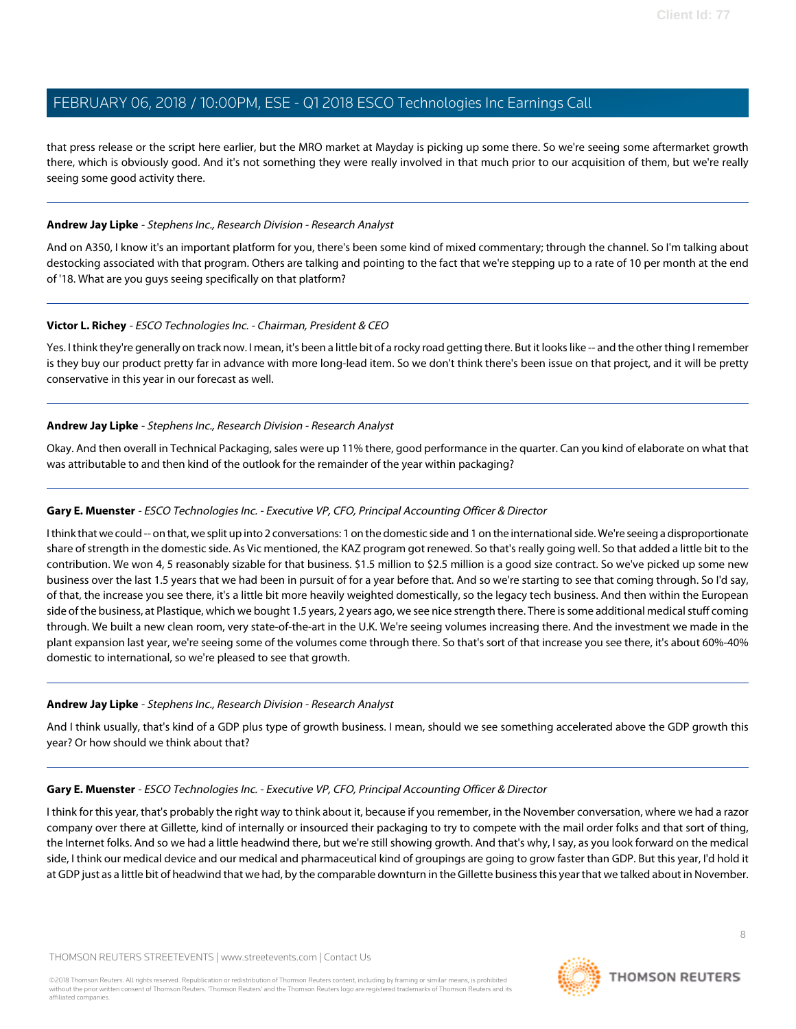that press release or the script here earlier, but the MRO market at Mayday is picking up some there. So we're seeing some aftermarket growth there, which is obviously good. And it's not something they were really involved in that much prior to our acquisition of them, but we're really seeing some good activity there.

---

**Andrew Jay Lipke** - *Stephens Inc., Research Division - Research Analyst*

And on A350, I know it's an important platform for you, there's been some kind of mixed commentary; through the channel. So I'm talking about destocking associated with that program. Others are talking and pointing to the fact that we're stepping up to a rate of 10 per month at the end of '18. What are you guys seeing specifically on that platform?

---

**Victor L. Richey** - *ESCO Technologies Inc. - Chairman, President & CEO*

Yes. I think they're generally on track now. I mean, it's been a little bit of a rocky road getting there. But it looks like -- and the other thing I remember is they buy our product pretty far in advance with more long-lead item. So we don't think there's been issue on that project, and it will be pretty conservative in this year in our forecast as well.

---

**Andrew Jay Lipke** - *Stephens Inc., Research Division - Research Analyst*

Okay. And then overall in Technical Packaging, sales were up 11% there, good performance in the quarter. Can you kind of elaborate on what that was attributable to and then kind of the outlook for the remainder of the year within packaging?

---

**Gary E. Muenster** - *ESCO Technologies Inc. - Executive VP, CFO, Principal Accounting Officer & Director*

I think that we could -- on that, we split up into 2 conversations: 1 on the domestic side and 1 on the international side. We're seeing a disproportionate share of strength in the domestic side. As Vic mentioned, the KAZ program got renewed. So that's really going well. So that added a little bit to the contribution. We won 4, 5 reasonably sizable for that business. $1.5 million to $2.5 million is a good size contract. So we've picked up some new business over the last 1.5 years that we had been in pursuit of for a year before that. And so we're starting to see that coming through. So I'd say, of that, the increase you see there, it's a little bit more heavily weighted domestically, so the legacy tech business. And then within the European side of the business, at Plastique, which we bought 1.5 years, 2 years ago, we see nice strength there. There is some additional medical stuff coming through. We built a new clean room, very state-of-the-art in the U.K. We're seeing volumes increasing there. And the investment we made in the plant expansion last year, we're seeing some of the volumes come through there. So that's sort of that increase you see there, it's about 60%-40% domestic to international, so we're pleased to see that growth.

---

**Andrew Jay Lipke** - *Stephens Inc., Research Division - Research Analyst*

And I think usually, that's kind of a GDP plus type of growth business. I mean, should we see something accelerated above the GDP growth this year? Or how should we think about that?

---

**Gary E. Muenster** - *ESCO Technologies Inc. - Executive VP, CFO, Principal Accounting Officer & Director*

I think for this year, that's probably the right way to think about it, because if you remember, in the November conversation, where we had a razor company over there at Gillette, kind of internally or insourced their packaging to try to compete with the mail order folks and that sort of thing, the Internet folks. And so we had a little headwind there, but we're still showing growth. And that's why, I say, as you look forward on the medical side, I think our medical device and our medical and pharmaceutical kind of groupings are going to grow faster than GDP. But this year, I'd hold it at GDP just as a little bit of headwind that we had, by the comparable downturn in the Gillette business this year that we talked about in November.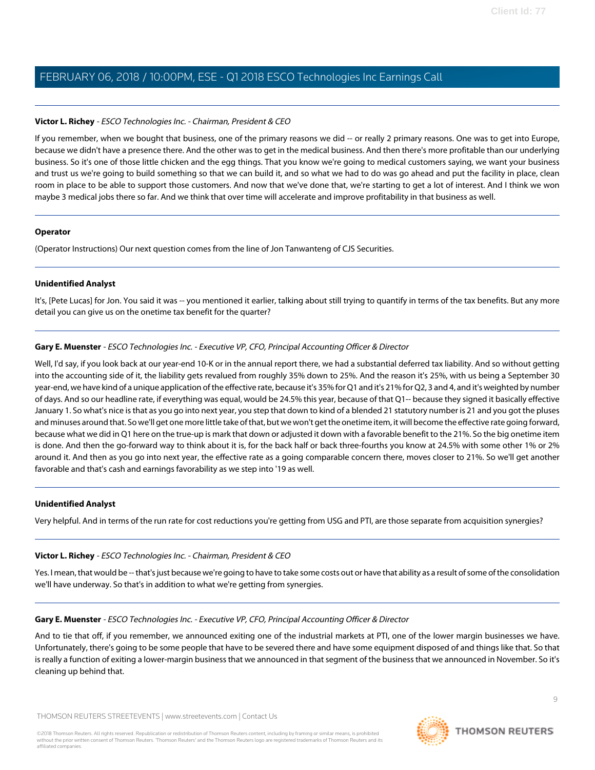**Victor L. Richey** - *ESCO Technologies Inc. - Chairman, President & CEO*

If you remember, when we bought that business, one of the primary reasons we did -- or really 2 primary reasons. One was to get into Europe, because we didn't have a presence there. And the other was to get in the medical business. And then there's more profitable than our underlying business. So it's one of those little chicken and the egg things. That you know we're going to medical customers saying, we want your business and trust us we're going to build something so that we can build it, and so what we had to do was go ahead and put the facility in place, clean room in place to be able to support those customers. And now that we've done that, we're starting to get a lot of interest. And I think we won maybe 3 medical jobs there so far. And we think that over time will accelerate and improve profitability in that business as well.

---

**Operator**

(Operator Instructions) Our next question comes from the line of Jon Tanwanteng of CJS Securities.

---

**Unidentified Analyst**

It's, [Pete Lucas] for Jon. You said it was -- you mentioned it earlier, talking about still trying to quantify in terms of the tax benefits. But any more detail you can give us on the onetime tax benefit for the quarter?

---

**Gary E. Muenster** - *ESCO Technologies Inc. - Executive VP, CFO, Principal Accounting Officer & Director*

Well, I'd say, if you look back at our year-end 10-K or in the annual report there, we had a substantial deferred tax liability. And so without getting into the accounting side of it, the liability gets revalued from roughly 35% down to 25%. And the reason it's 25%, with us being a September 30 year-end, we have kind of a unique application of the effective rate, because it's 35% for Q1 and it's 21% for Q2, 3 and 4, and it's weighted by number of days. And so our headline rate, if everything was equal, would be 24.5% this year, because of that Q1-- because they signed it basically effective January 1. So what's nice is that as you go into next year, you step that down to kind of a blended 21 statutory number is 21 and you got the pluses and minuses around that. So we'll get one more little take of that, but we won't get the onetime item, it will become the effective rate going forward, because what we did in Q1 here on the true-up is mark that down or adjusted it down with a favorable benefit to the 21%. So the big onetime item is done. And then the go-forward way to think about it is, for the back half or back three-fourths you know at 24.5% with some other 1% or 2% around it. And then as you go into next year, the effective rate as a going comparable concern there, moves closer to 21%. So we'll get another favorable and that's cash and earnings favorability as we step into '19 as well.

---

**Unidentified Analyst**

Very helpful. And in terms of the run rate for cost reductions you're getting from USG and PTI, are those separate from acquisition synergies?

---

**Victor L. Richey** - *ESCO Technologies Inc. - Chairman, President & CEO*

Yes. I mean, that would be -- that's just because we're going to have to take some costs out or have that ability as a result of some of the consolidation we'll have underway. So that's in addition to what we're getting from synergies.

---

**Gary E. Muenster** - *ESCO Technologies Inc. - Executive VP, CFO, Principal Accounting Officer & Director*

And to tie that off, if you remember, we announced exiting one of the industrial markets at PTI, one of the lower margin businesses we have. Unfortunately, there's going to be some people that have to be severed there and have some equipment disposed of and things like that. So that is really a function of exiting a lower-margin business that we announced in that segment of the business that we announced in November. So it's cleaning up behind that.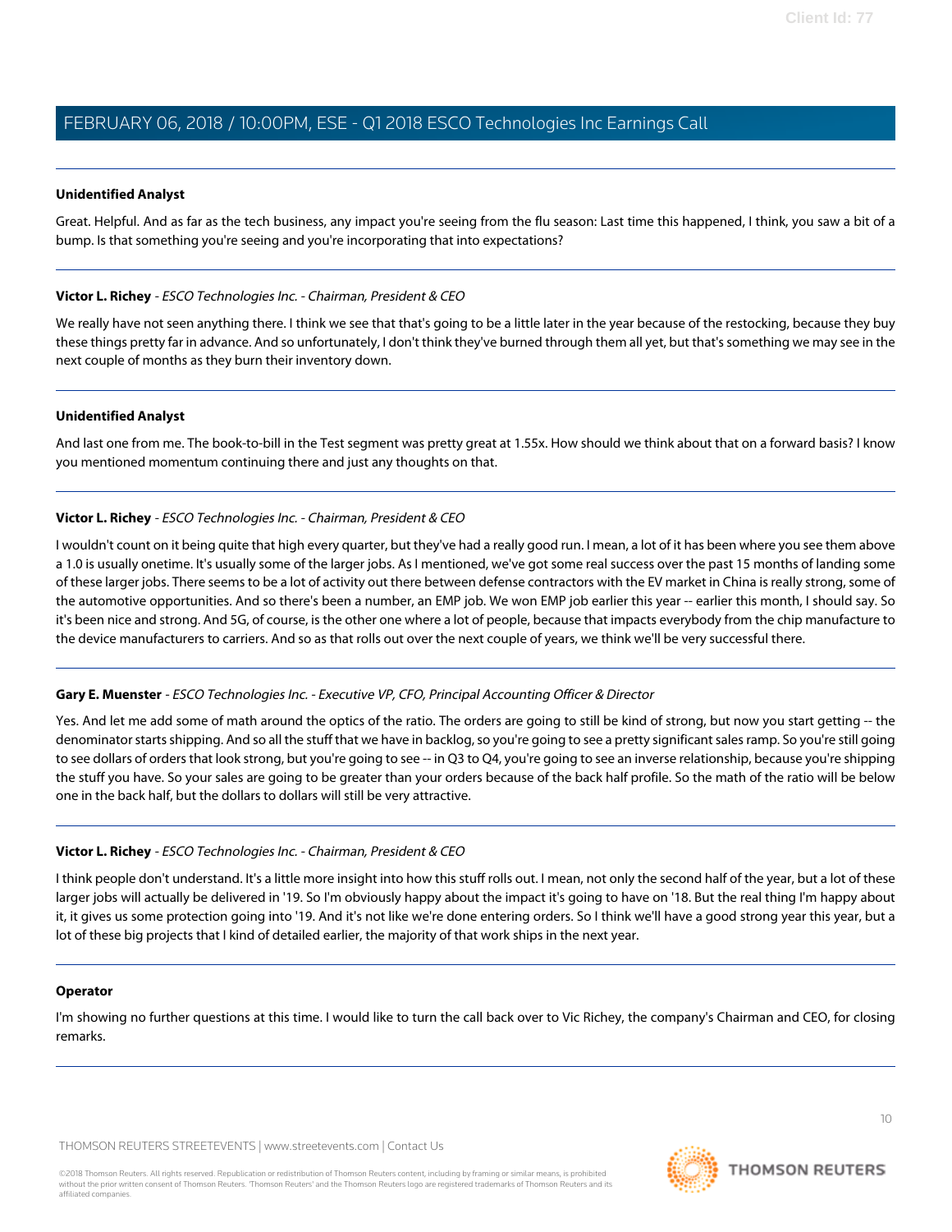**Unidentified Analyst**

Great. Helpful. And as far as the tech business, any impact you're seeing from the flu season: Last time this happened, I think, you saw a bit of a bump. Is that something you're seeing and you're incorporating that into expectations?

---

**Victor L. Richey** - *ESCO Technologies Inc. - Chairman, President & CEO*

We really have not seen anything there. I think we see that that's going to be a little later in the year because of the restocking, because they buy these things pretty far in advance. And so unfortunately, I don't think they've burned through them all yet, but that's something we may see in the next couple of months as they burn their inventory down.

---

**Unidentified Analyst**

And last one from me. The book-to-bill in the Test segment was pretty great at 1.55x. How should we think about that on a forward basis? I know you mentioned momentum continuing there and just any thoughts on that.

---

**Victor L. Richey** - *ESCO Technologies Inc. - Chairman, President & CEO*

I wouldn't count on it being quite that high every quarter, but they've had a really good run. I mean, a lot of it has been where you see them above a 1.0 is usually onetime. It's usually some of the larger jobs. As I mentioned, we've got some real success over the past 15 months of landing some of these larger jobs. There seems to be a lot of activity out there between defense contractors with the EV market in China is really strong, some of the automotive opportunities. And so there's been a number, an EMP job. We won EMP job earlier this year -- earlier this month, I should say. So it's been nice and strong. And 5G, of course, is the other one where a lot of people, because that impacts everybody from the chip manufacture to the device manufacturers to carriers. And so as that rolls out over the next couple of years, we think we'll be very successful there.

---

**Gary E. Muenster** - *ESCO Technologies Inc. - Executive VP, CFO, Principal Accounting Officer & Director*

Yes. And let me add some of math around the optics of the ratio. The orders are going to still be kind of strong, but now you start getting -- the denominator starts shipping. And so all the stuff that we have in backlog, so you're going to see a pretty significant sales ramp. So you're still going to see dollars of orders that look strong, but you're going to see -- in Q3 to Q4, you're going to see an inverse relationship, because you're shipping the stuff you have. So your sales are going to be greater than your orders because of the back half profile. So the math of the ratio will be below one in the back half, but the dollars to dollars will still be very attractive.

---

**Victor L. Richey** - *ESCO Technologies Inc. - Chairman, President & CEO*

I think people don't understand. It's a little more insight into how this stuff rolls out. I mean, not only the second half of the year, but a lot of these larger jobs will actually be delivered in '19. So I'm obviously happy about the impact it's going to have on '18. But the real thing I'm happy about it, it gives us some protection going into '19. And it's not like we're done entering orders. So I think we'll have a good strong year this year, but a lot of these big projects that I kind of detailed earlier, the majority of that work ships in the next year.

---

**Operator**

I'm showing no further questions at this time. I would like to turn the call back over to Vic Richey, the company's Chairman and CEO, for closing remarks.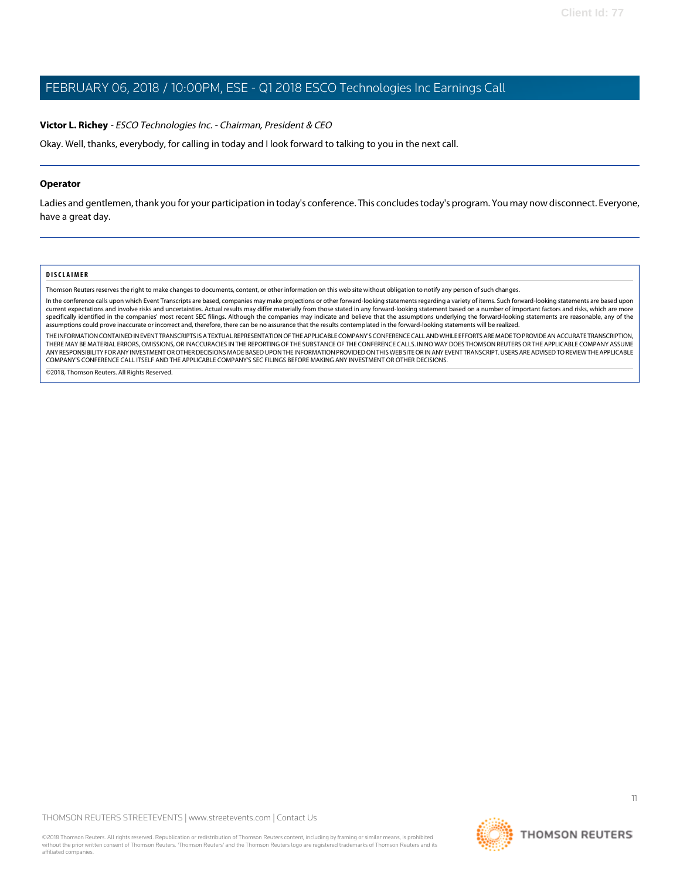**Victor L. Richey** - *ESCO Technologies Inc. - Chairman, President & CEO*

Okay. Well, thanks, everybody, for calling in today and I look forward to talking to you in the next call.

---

**Operator**

Ladies and gentlemen, thank you for your participation in today's conference. This concludes today's program. You may now disconnect. Everyone, have a great day.

---

**DISCLAIMER**

Thomson Reuters reserves the right to make changes to documents, content, or other information on this web site without obligation to notify any person of such changes.

In the conference calls upon which Event Transcripts are based, companies may make projections or other forward-looking statements regarding a variety of items. Such forward-looking statements are based upon current expectations and involve risks and uncertainties. Actual results may differ materially from those stated in any forward-looking statement based on a number of important factors and risks, which are more specifically identified in the companies' most recent SEC filings. Although the companies may indicate and believe that the assumptions underlying the forward-looking statements are reasonable, any of the assumptions could prove inaccurate or incorrect and, therefore, there can be no assurance that the results contemplated in the forward-looking statements will be realized.

THE INFORMATION CONTAINED IN EVENT TRANSCRIPTS IS A TEXTUAL REPRESENTATION OF THE APPLICABLE COMPANY'S CONFERENCE CALL AND WHILE EFFORTS ARE MADE TO PROVIDE AN ACCURATE TRANSCRIPTION, THERE MAY BE MATERIAL ERRORS, OMISSIONS, OR INACCURACIES IN THE REPORTING OF THE SUBSTANCE OF THE CONFERENCE CALLS. IN NO WAY DOES THOMSON REUTERS OR THE APPLICABLE COMPANY ASSUME ANY RESPONSIBILITY FOR ANY INVESTMENT OR OTHER DECISIONS MADE BASED UPON THE INFORMATION PROVIDED ON THIS WEB SITE OR IN ANY EVENT TRANSCRIPT. USERS ARE ADVISED TO REVIEW THE APPLICABLE COMPANY'S CONFERENCE CALL ITSELF AND THE APPLICABLE COMPANY'S SEC FILINGS BEFORE MAKING ANY INVESTMENT OR OTHER DECISIONS.

©2018, Thomson Reuters. All Rights Reserved.